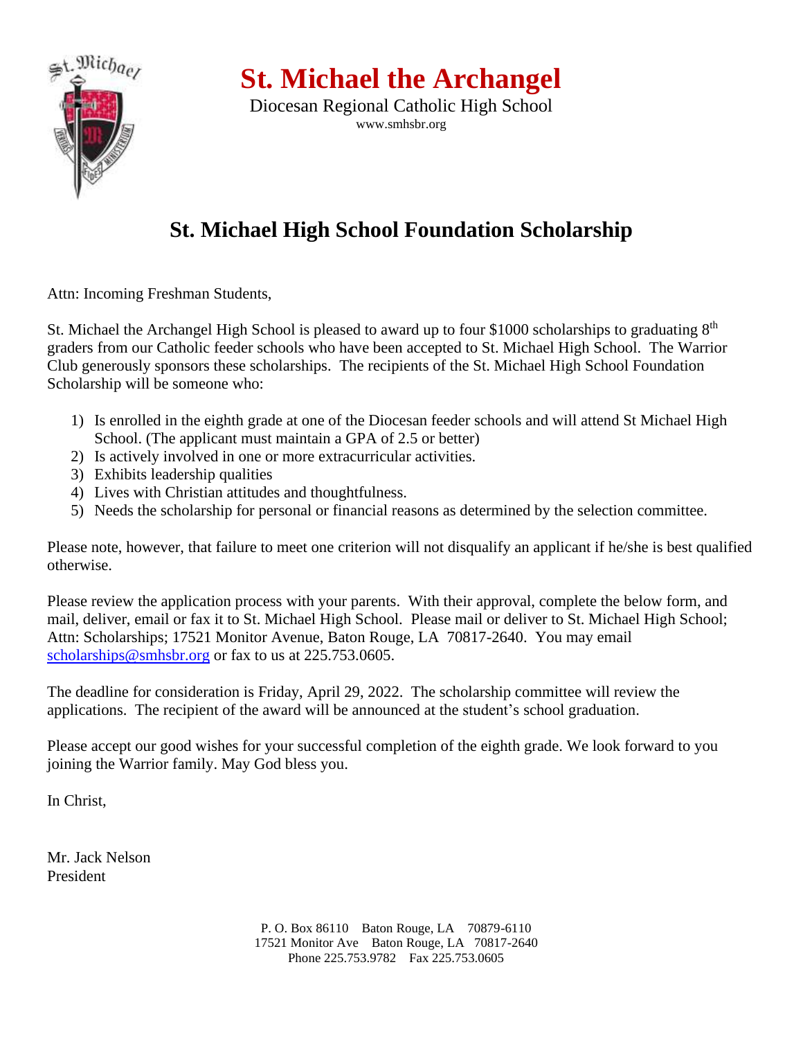# St. Michael the Archangel

Diocesan Regional Catholic High School

www.smhsbr.org

## St. Michael High School Foundation Scholarship

Attn: Incoming Freshman Students,

St. Michael the Archangel High School is pleased to award up to four $1000 scholarships to graduating 8th graders from our Catholic feeder schools who have been accepted to St. Michael High School. The Warrior Club generously sponsors these scholarships. The recipients of the St. Michael High School Foundation Scholarship will be someone who:

1) Is enrolled in the eighth grade at one of the Diocesan feeder schools and will attend St Michael High School. (The applicant must maintain a GPA of 2.5 or better)
2) Is actively involved in one or more extracurricular activities.
3) Exhibits leadership qualities
4) Lives with Christian attitudes and thoughtfulness.
5) Needs the scholarship for personal or financial reasons as determined by the selection committee.

Please note, however, that failure to meet one criterion will not disqualify an applicant if he/she is best qualified otherwise.

Please review the application process with your parents. With their approval, complete the below form, and mail, deliver, email or fax it to St. Michael High School. Please mail or deliver to St. Michael High School; Attn: Scholarships; 17521 Monitor Avenue, Baton Rouge, LA 70817-2640. You may email scholarships@smhsbr.org or fax to us at 225.753.0605.

The deadline for consideration is Friday, April 29, 2022. The scholarship committee will review the applications. The recipient of the award will be announced at the student's school graduation.

Please accept our good wishes for your successful completion of the eighth grade. We look forward to you joining the Warrior family. May God bless you.

In Christ,

Mr. Jack Nelson
President

P. O. Box 86110 Baton Rouge, LA 70879-6110
17521 Monitor Ave Baton Rouge, LA 70817-2640
Phone 225.753.9782 Fax 225.753.0605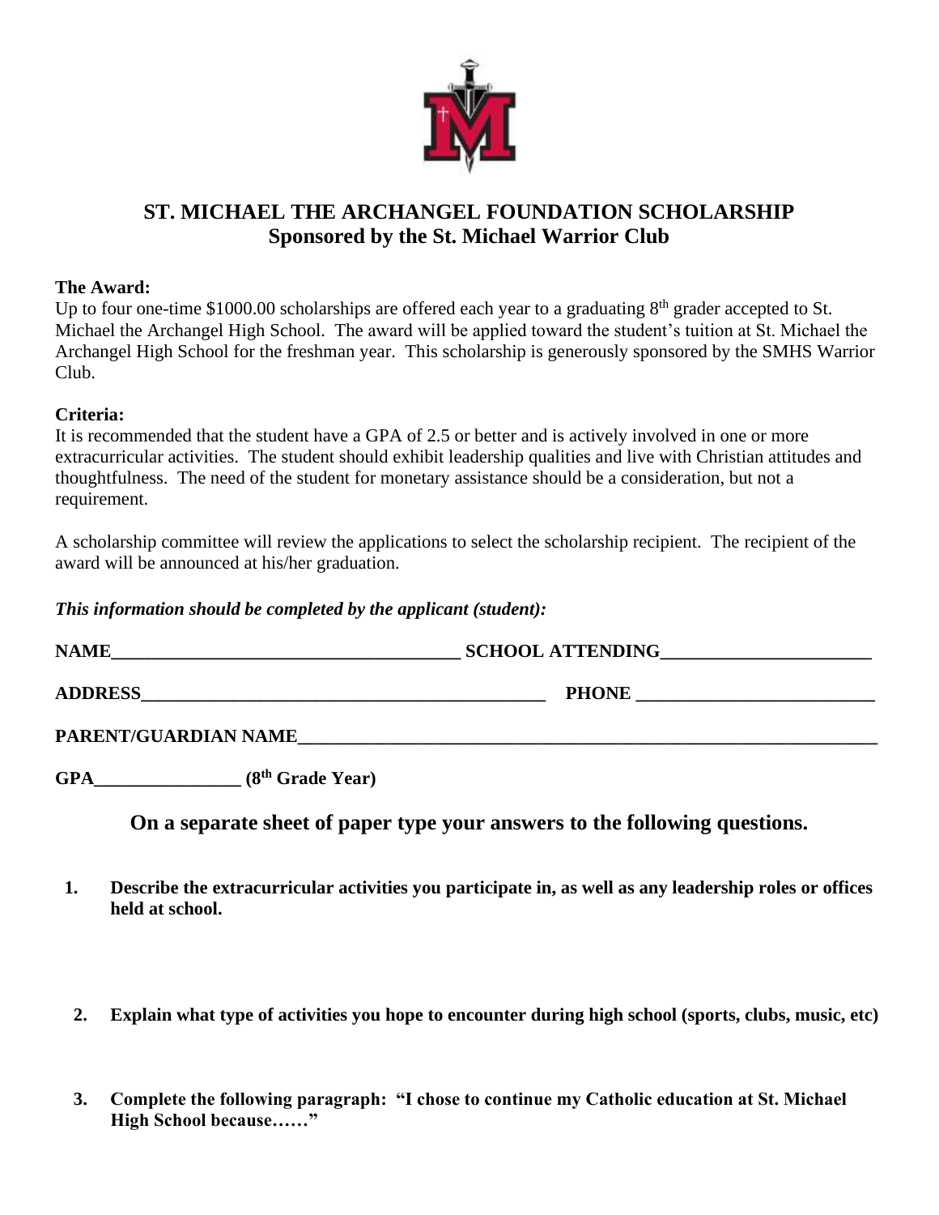# ST. MICHAEL THE ARCHANGEL FOUNDATION SCHOLARSHIP
## Sponsored by the St. Michael Warrior Club

**The Award:**
Up to four one-time $1000.00 scholarships are offered each year to a graduating 8th grader accepted to St. Michael the Archangel High School. The award will be applied toward the student's tuition at St. Michael the Archangel High School for the freshman year. This scholarship is generously sponsored by the SMHS Warrior Club.

**Criteria:**
It is recommended that the student have a GPA of 2.5 or better and is actively involved in one or more extracurricular activities. The student should exhibit leadership qualities and live with Christian attitudes and thoughtfulness. The need of the student for monetary assistance should be a consideration, but not a requirement.

A scholarship committee will review the applications to select the scholarship recipient. The recipient of the award will be announced at his/her graduation.

***This information should be completed by the applicant (student):***

**NAME**_______________________________________ **SCHOOL ATTENDING**_______________________

**ADDRESS**_____________________________________________ **PHONE** __________________________

**PARENT/GUARDIAN NAME**_________________________________________________________________

**GPA**________________ **(8th Grade Year)**

### On a separate sheet of paper type your answers to the following questions.

1. **Describe the extracurricular activities you participate in, as well as any leadership roles or offices held at school.**

2. **Explain what type of activities you hope to encounter during high school (sports, clubs, music, etc)**

3. **Complete the following paragraph: "I chose to continue my Catholic education at St. Michael High School because……"**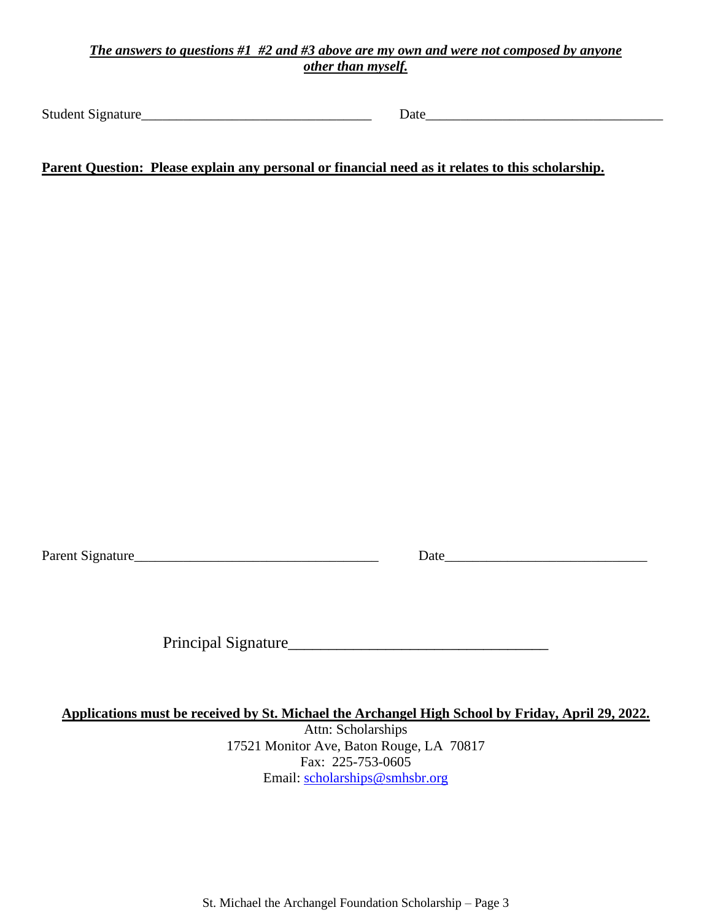***The answers to questions #1 #2 and #3 above are my own and were not composed by anyone other than myself.***

Student Signature_________________________________ Date__________________________________

**Parent Question: Please explain any personal or financial need as it relates to this scholarship.**

Parent Signature___________________________________ Date_____________________________

Principal Signature________________________________

**Applications must be received by St. Michael the Archangel High School by Friday, April 29, 2022.**

Attn: Scholarships
17521 Monitor Ave, Baton Rouge, LA 70817
Fax: 225-753-0605
Email: scholarships@smhsbr.org

St. Michael the Archangel Foundation Scholarship – Page 3